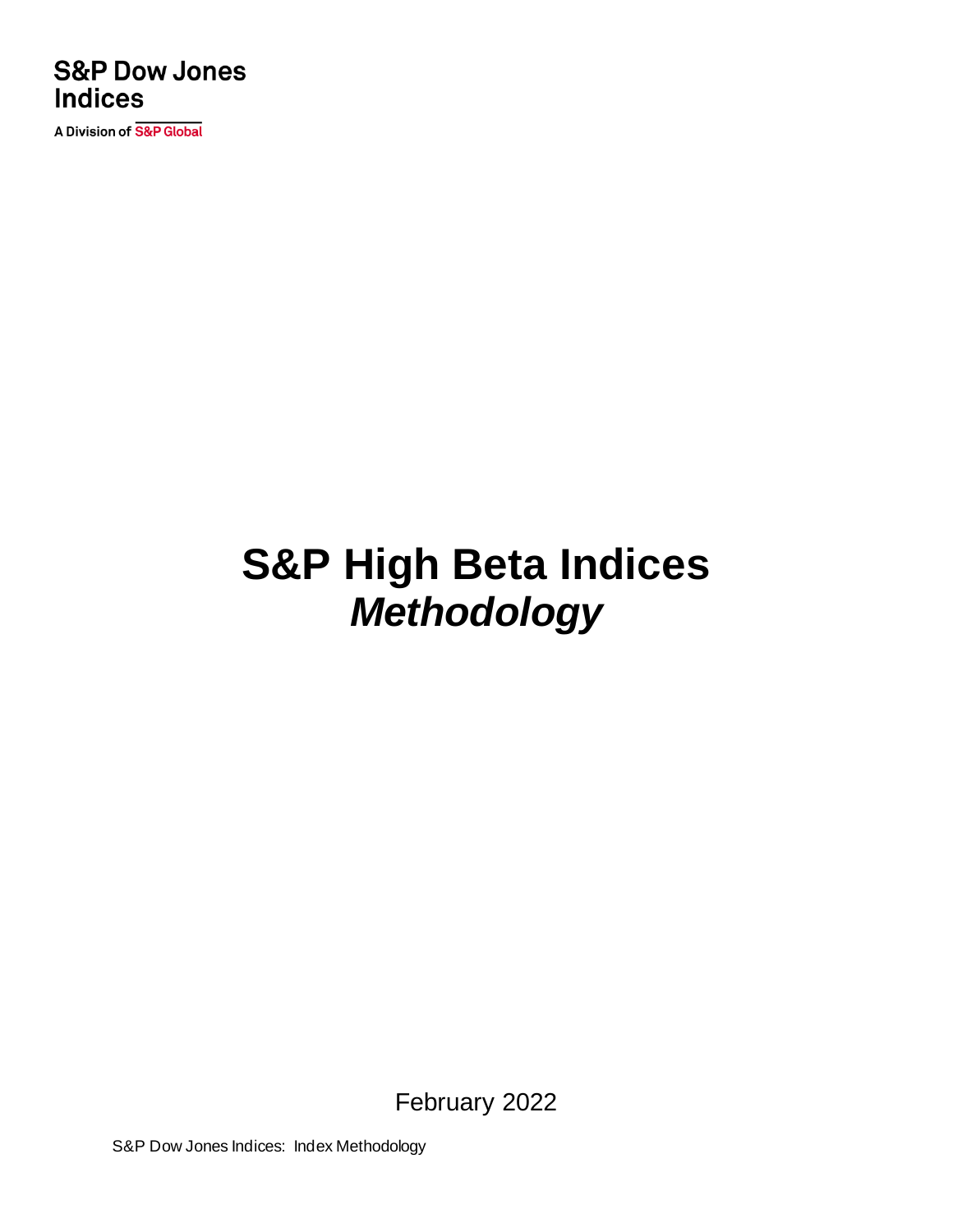S&P Dow Jones Indices

A Division of S&P Global

# S&P High Beta Indices

## *Methodology*

February 2022

S&P Dow Jones Indices: Index Methodology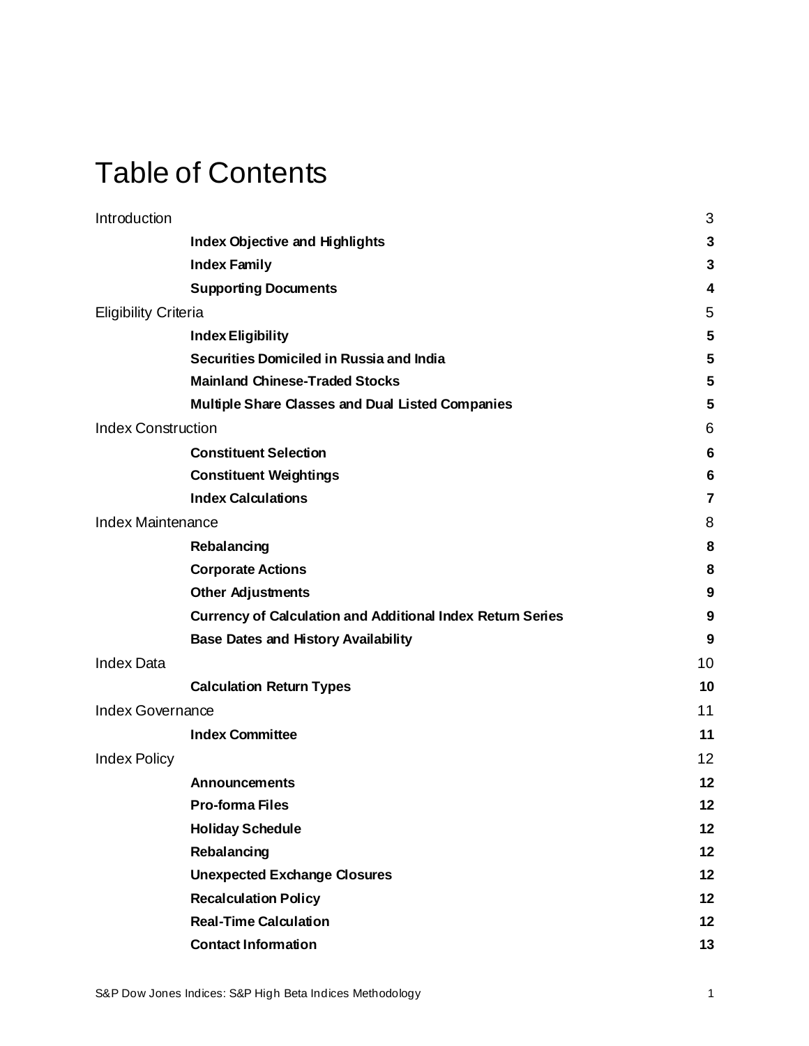# Table of Contents

| | |
|---|---|
| Introduction | 3 |
| **Index Objective and Highlights** | **3** |
| **Index Family** | **3** |
| **Supporting Documents** | **4** |
| Eligibility Criteria | 5 |
| **Index Eligibility** | **5** |
| **Securities Domiciled in Russia and India** | **5** |
| **Mainland Chinese-Traded Stocks** | **5** |
| **Multiple Share Classes and Dual Listed Companies** | **5** |
| Index Construction | 6 |
| **Constituent Selection** | **6** |
| **Constituent Weightings** | **6** |
| **Index Calculations** | **7** |
| Index Maintenance | 8 |
| **Rebalancing** | **8** |
| **Corporate Actions** | **8** |
| **Other Adjustments** | **9** |
| **Currency of Calculation and Additional Index Return Series** | **9** |
| **Base Dates and History Availability** | **9** |
| Index Data | 10 |
| **Calculation Return Types** | **10** |
| Index Governance | 11 |
| **Index Committee** | **11** |
| Index Policy | 12 |
| **Announcements** | **12** |
| **Pro-forma Files** | **12** |
| **Holiday Schedule** | **12** |
| **Rebalancing** | **12** |
| **Unexpected Exchange Closures** | **12** |
| **Recalculation Policy** | **12** |
| **Real-Time Calculation** | **12** |
| **Contact Information** | **13** |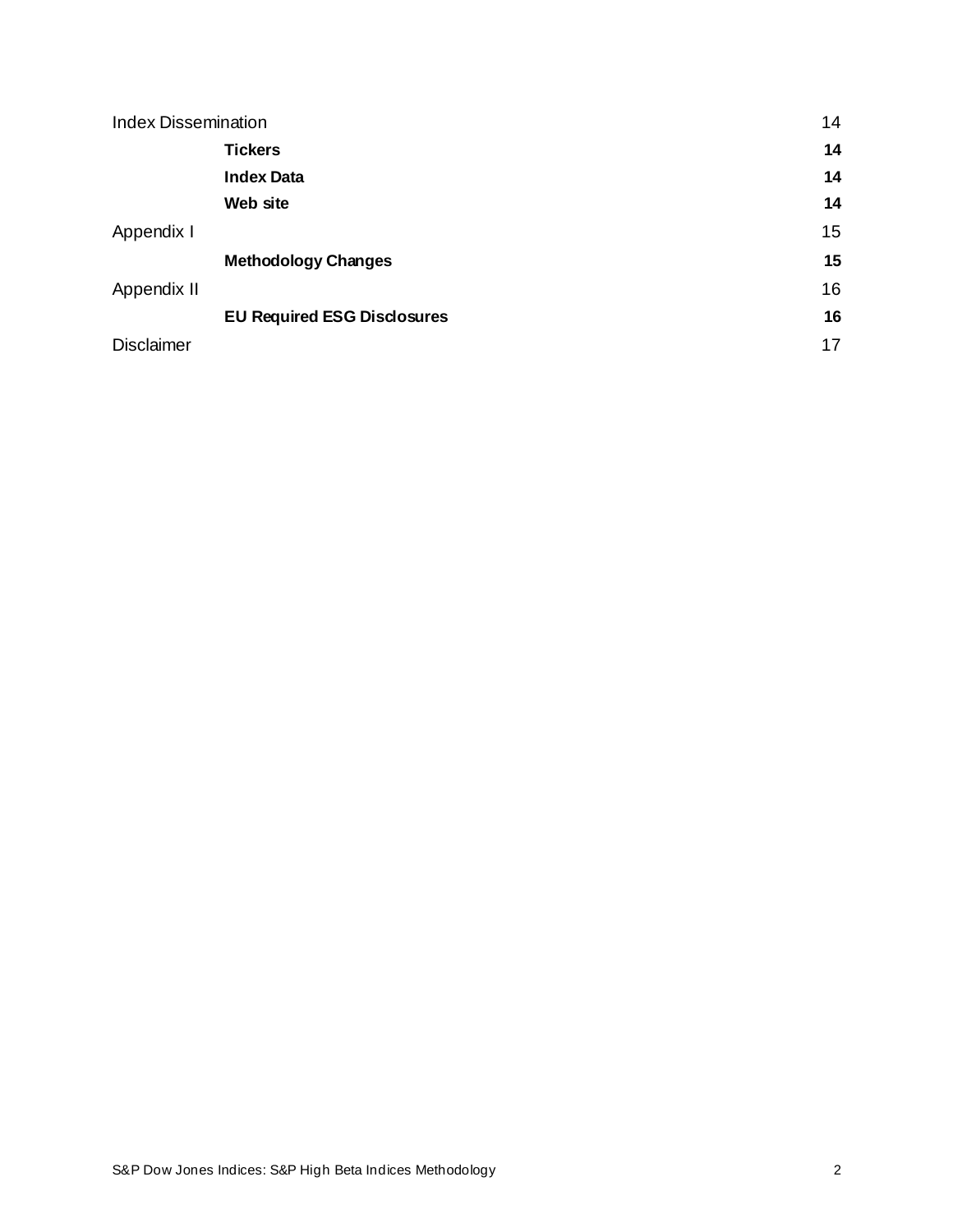| | | |
|---|---|---|
| Index Dissemination | | 14 |
| | **Tickers** | **14** |
| | **Index Data** | **14** |
| | **Web site** | **14** |
| Appendix I | | 15 |
| | **Methodology Changes** | **15** |
| Appendix II | | 16 |
| | **EU Required ESG Disclosures** | **16** |
| Disclaimer | | 17 |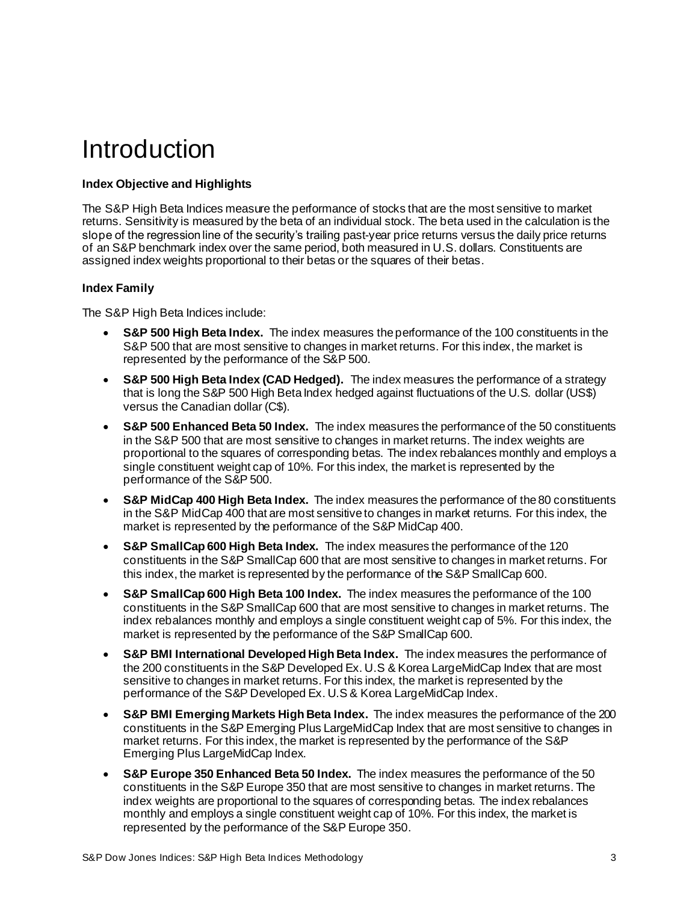# Introduction

**Index Objective and Highlights**

The S&P High Beta Indices measure the performance of stocks that are the most sensitive to market returns. Sensitivity is measured by the beta of an individual stock. The beta used in the calculation is the slope of the regression line of the security's trailing past-year price returns versus the daily price returns of an S&P benchmark index over the same period, both measured in U.S. dollars. Constituents are assigned index weights proportional to their betas or the squares of their betas.

**Index Family**

The S&P High Beta Indices include:

- **S&P 500 High Beta Index.** The index measures the performance of the 100 constituents in the S&P 500 that are most sensitive to changes in market returns. For this index, the market is represented by the performance of the S&P 500.
- **S&P 500 High Beta Index (CAD Hedged).** The index measures the performance of a strategy that is long the S&P 500 High Beta Index hedged against fluctuations of the U.S. dollar (US$) versus the Canadian dollar (C$).
- **S&P 500 Enhanced Beta 50 Index.** The index measures the performance of the 50 constituents in the S&P 500 that are most sensitive to changes in market returns. The index weights are proportional to the squares of corresponding betas. The index rebalances monthly and employs a single constituent weight cap of 10%. For this index, the market is represented by the performance of the S&P 500.
- **S&P MidCap 400 High Beta Index.** The index measures the performance of the 80 constituents in the S&P MidCap 400 that are most sensitive to changes in market returns. For this index, the market is represented by the performance of the S&P MidCap 400.
- **S&P SmallCap 600 High Beta Index.** The index measures the performance of the 120 constituents in the S&P SmallCap 600 that are most sensitive to changes in market returns. For this index, the market is represented by the performance of the S&P SmallCap 600.
- **S&P SmallCap 600 High Beta 100 Index.** The index measures the performance of the 100 constituents in the S&P SmallCap 600 that are most sensitive to changes in market returns. The index rebalances monthly and employs a single constituent weight cap of 5%. For this index, the market is represented by the performance of the S&P SmallCap 600.
- **S&P BMI International Developed High Beta Index.** The index measures the performance of the 200 constituents in the S&P Developed Ex. U.S & Korea LargeMidCap Index that are most sensitive to changes in market returns. For this index, the market is represented by the performance of the S&P Developed Ex. U.S & Korea LargeMidCap Index.
- **S&P BMI Emerging Markets High Beta Index.** The index measures the performance of the 200 constituents in the S&P Emerging Plus LargeMidCap Index that are most sensitive to changes in market returns. For this index, the market is represented by the performance of the S&P Emerging Plus LargeMidCap Index.
- **S&P Europe 350 Enhanced Beta 50 Index.** The index measures the performance of the 50 constituents in the S&P Europe 350 that are most sensitive to changes in market returns. The index weights are proportional to the squares of corresponding betas. The index rebalances monthly and employs a single constituent weight cap of 10%. For this index, the market is represented by the performance of the S&P Europe 350.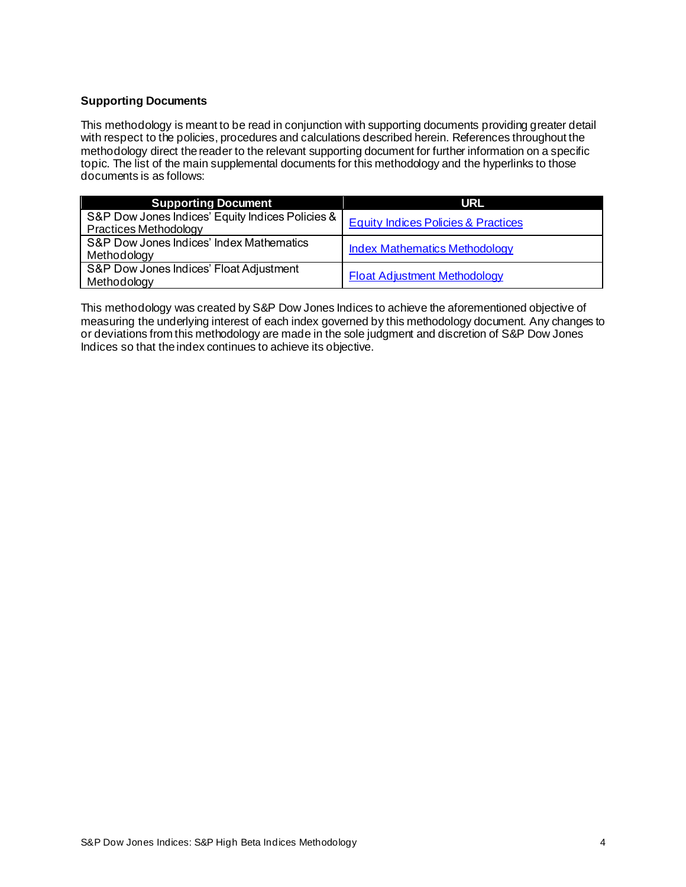### Supporting Documents

This methodology is meant to be read in conjunction with supporting documents providing greater detail with respect to the policies, procedures and calculations described herein. References throughout the methodology direct the reader to the relevant supporting document for further information on a specific topic. The list of the main supplemental documents for this methodology and the hyperlinks to those documents is as follows:

| Supporting Document | URL |
|---|---|
| S&P Dow Jones Indices' Equity Indices Policies & Practices Methodology | Equity Indices Policies & Practices |
| S&P Dow Jones Indices' Index Mathematics Methodology | Index Mathematics Methodology |
| S&P Dow Jones Indices' Float Adjustment Methodology | Float Adjustment Methodology |

This methodology was created by S&P Dow Jones Indices to achieve the aforementioned objective of measuring the underlying interest of each index governed by this methodology document. Any changes to or deviations from this methodology are made in the sole judgment and discretion of S&P Dow Jones Indices so that the index continues to achieve its objective.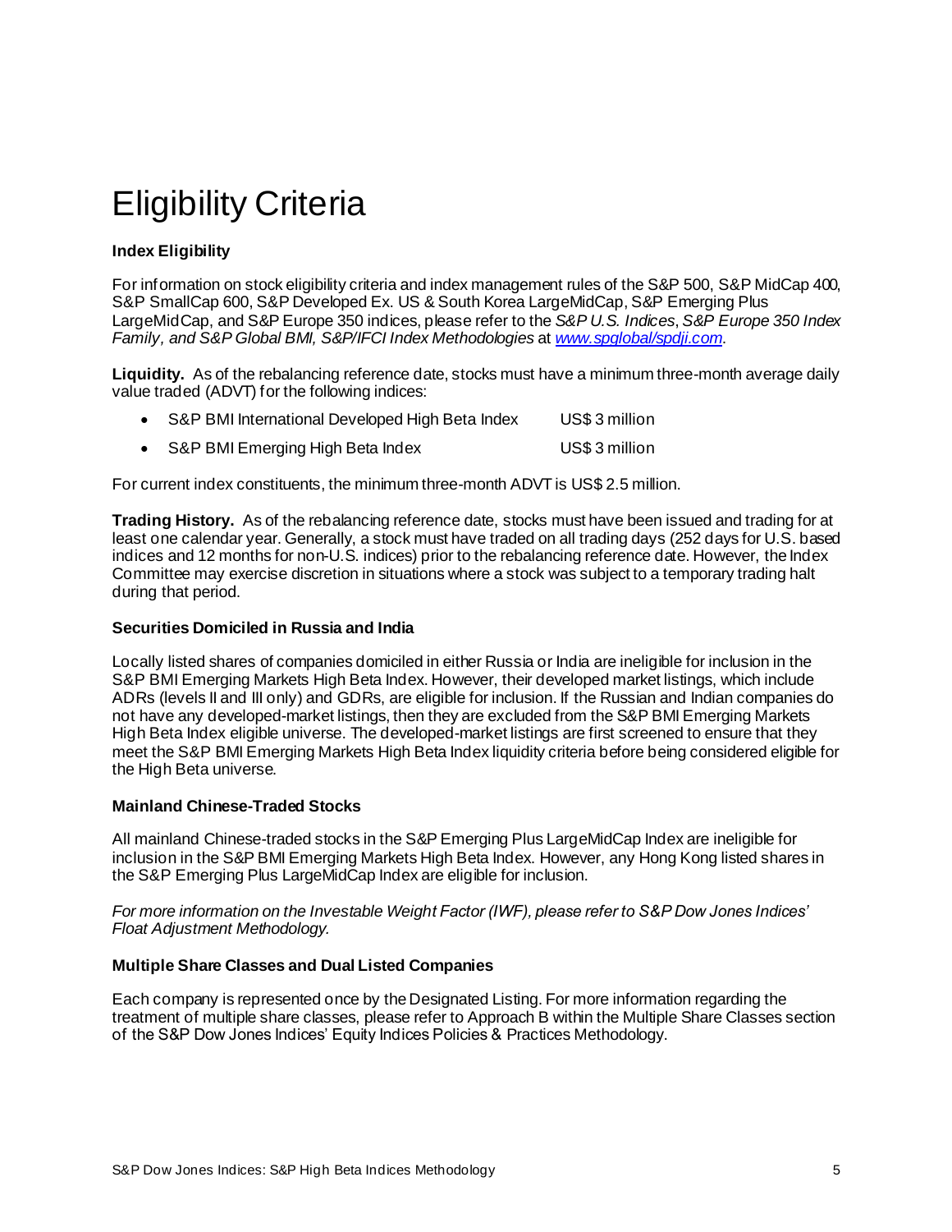# Eligibility Criteria

**Index Eligibility**

For information on stock eligibility criteria and index management rules of the S&P 500, S&P MidCap 400, S&P SmallCap 600, S&P Developed Ex. US & South Korea LargeMidCap, S&P Emerging Plus LargeMidCap, and S&P Europe 350 indices, please refer to the *S&P U.S. Indices*, *S&P Europe 350 Index Family, and S&P Global BMI, S&P/IFCI Index Methodologies* at [www.spglobal/spdji.com](www.spglobal/spdji.com).

**Liquidity.** As of the rebalancing reference date, stocks must have a minimum three-month average daily value traded (ADVT) for the following indices:

- S&P BMI International Developed High Beta Index    US$ 3 million
- S&P BMI Emerging High Beta Index    US$ 3 million

For current index constituents, the minimum three-month ADVT is US$ 2.5 million.

**Trading History.** As of the rebalancing reference date, stocks must have been issued and trading for at least one calendar year. Generally, a stock must have traded on all trading days (252 days for U.S. based indices and 12 months for non-U.S. indices) prior to the rebalancing reference date. However, the Index Committee may exercise discretion in situations where a stock was subject to a temporary trading halt during that period.

**Securities Domiciled in Russia and India**

Locally listed shares of companies domiciled in either Russia or India are ineligible for inclusion in the S&P BMI Emerging Markets High Beta Index. However, their developed market listings, which include ADRs (levels II and III only) and GDRs, are eligible for inclusion. If the Russian and Indian companies do not have any developed-market listings, then they are excluded from the S&P BMI Emerging Markets High Beta Index eligible universe. The developed-market listings are first screened to ensure that they meet the S&P BMI Emerging Markets High Beta Index liquidity criteria before being considered eligible for the High Beta universe.

**Mainland Chinese-Traded Stocks**

All mainland Chinese-traded stocks in the S&P Emerging Plus LargeMidCap Index are ineligible for inclusion in the S&P BMI Emerging Markets High Beta Index. However, any Hong Kong listed shares in the S&P Emerging Plus LargeMidCap Index are eligible for inclusion.

*For more information on the Investable Weight Factor (IWF), please refer to S&P Dow Jones Indices' Float Adjustment Methodology.*

**Multiple Share Classes and Dual Listed Companies**

Each company is represented once by the Designated Listing. For more information regarding the treatment of multiple share classes, please refer to Approach B within the Multiple Share Classes section of the S&P Dow Jones Indices' Equity Indices Policies & Practices Methodology.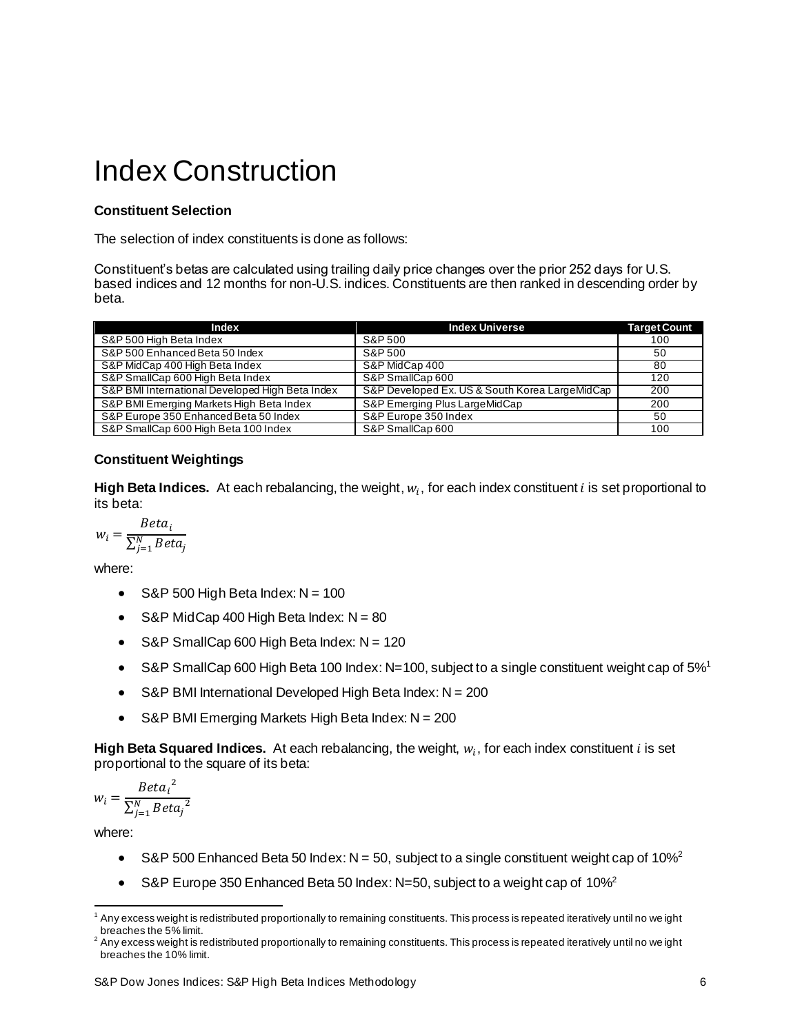# Index Construction

**Constituent Selection**

The selection of index constituents is done as follows:

Constituent's betas are calculated using trailing daily price changes over the prior 252 days for U.S. based indices and 12 months for non-U.S. indices. Constituents are then ranked in descending order by beta.

| Index | Index Universe | Target Count |
|---|---|---|
| S&P 500 High Beta Index | S&P 500 | 100 |
| S&P 500 Enhanced Beta 50 Index | S&P 500 | 50 |
| S&P MidCap 400 High Beta Index | S&P MidCap 400 | 80 |
| S&P SmallCap 600 High Beta Index | S&P SmallCap 600 | 120 |
| S&P BMI International Developed High Beta Index | S&P Developed Ex. US & South Korea LargeMidCap | 200 |
| S&P BMI Emerging Markets High Beta Index | S&P Emerging Plus LargeMidCap | 200 |
| S&P Europe 350 Enhanced Beta 50 Index | S&P Europe 350 Index | 50 |
| S&P SmallCap 600 High Beta 100 Index | S&P SmallCap 600 | 100 |

**Constituent Weightings**

**High Beta Indices.** At each rebalancing, the weight, $w_i$, for each index constituent $i$ is set proportional to its beta:

$$w_i = \frac{Beta_i}{\sum_{j=1}^{N} Beta_j}$$

where:

- S&P 500 High Beta Index: N = 100
- S&P MidCap 400 High Beta Index: N = 80
- S&P SmallCap 600 High Beta Index: N = 120
- S&P SmallCap 600 High Beta 100 Index: N=100, subject to a single constituent weight cap of 5%[1]
- S&P BMI International Developed High Beta Index: N = 200
- S&P BMI Emerging Markets High Beta Index: N = 200

**High Beta Squared Indices.** At each rebalancing, the weight, $w_i$, for each index constituent $i$ is set proportional to the square of its beta:

$$w_i = \frac{{Beta_i}^2}{\sum_{j=1}^{N} {Beta_j}^2}$$

where:

- S&P 500 Enhanced Beta 50 Index: N = 50, subject to a single constituent weight cap of 10%[2]
- S&P Europe 350 Enhanced Beta 50 Index: N=50, subject to a weight cap of 10%[2]

---

[1] Any excess weight is redistributed proportionally to remaining constituents. This process is repeated iteratively until no weight breaches the 5% limit.

[2] Any excess weight is redistributed proportionally to remaining constituents. This process is repeated iteratively until no weight breaches the 10% limit.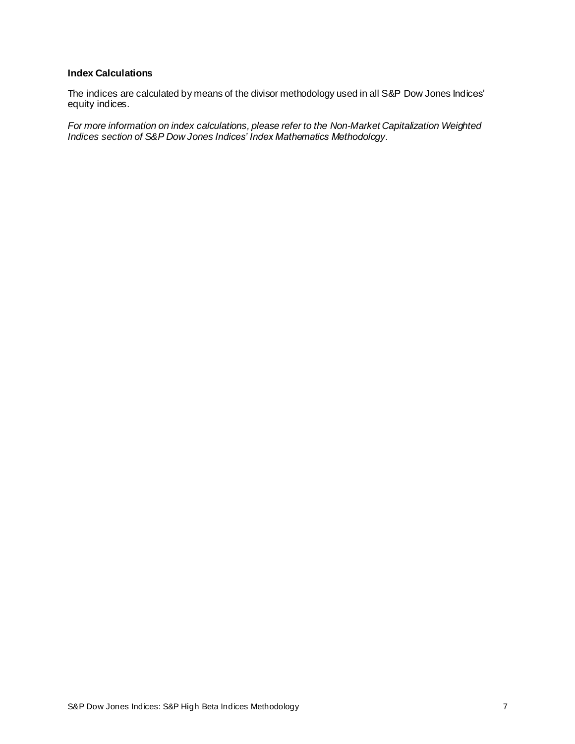## Index Calculations

The indices are calculated by means of the divisor methodology used in all S&P Dow Jones Indices' equity indices.

*For more information on index calculations, please refer to the Non-Market Capitalization Weighted Indices section of S&P Dow Jones Indices' Index Mathematics Methodology.*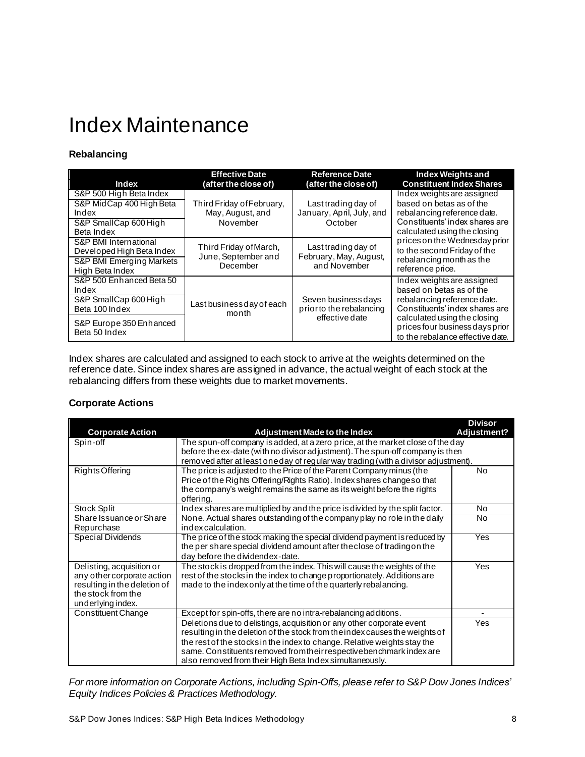# Index Maintenance

### Rebalancing

| Index | Effective Date (after the close of) | Reference Date (after the close of) | Index Weights and Constituent Index Shares |
|---|---|---|---|
| S&P 500 High Beta Index<br>S&P MidCap 400 High Beta Index<br>S&P SmallCap 600 High Beta Index | Third Friday of February, May, August, and November | Last trading day of January, April, July, and October | Index weights are assigned based on betas as of the rebalancing reference date. Constituents' index shares are calculated using the closing prices on the Wednesday prior to the second Friday of the rebalancing month as the reference price. |
| S&P BMI International Developed High Beta Index<br>S&P BMI Emerging Markets High Beta Index | Third Friday of March, June, September and December | Last trading day of February, May, August, and November | |
| S&P 500 Enhanced Beta 50 Index<br>S&P SmallCap 600 High Beta 100 Index<br>S&P Europe 350 Enhanced Beta 50 Index | Last business day of each month | Seven business days prior to the rebalancing effective date | Index weights are assigned based on betas as of the rebalancing reference date. Constituents' index shares are calculated using the closing prices four business days prior to the rebalance effective date. |

Index shares are calculated and assigned to each stock to arrive at the weights determined on the reference date. Since index shares are assigned in advance, the actual weight of each stock at the rebalancing differs from these weights due to market movements.

### Corporate Actions

| Corporate Action | Adjustment Made to the Index | Divisor Adjustment? |
|---|---|---|
| Spin-off | The spun-off company is added, at a zero price, at the market close of the day before the ex-date (with no divisor adjustment). The spun-off company is then removed after at least one day of regular way trading (with a divisor adjustment). | |
| Rights Offering | The price is adjusted to the Price of the Parent Company minus (the Price of the Rights Offering/Rights Ratio). Index shares change so that the company's weight remains the same as its weight before the rights offering. | No |
| Stock Split | Index shares are multiplied by and the price is divided by the split factor. | No |
| Share Issuance or Share Repurchase | None. Actual shares outstanding of the company play no role in the daily index calculation. | No |
| Special Dividends | The price of the stock making the special dividend payment is reduced by the per share special dividend amount after the close of trading on the day before the dividend ex-date. | Yes |
| Delisting, acquisition or any other corporate action resulting in the deletion of the stock from the underlying index. | The stock is dropped from the index. This will cause the weights of the rest of the stocks in the index to change proportionately. Additions are made to the index only at the time of the quarterly rebalancing. | Yes |
| Constituent Change | Except for spin-offs, there are no intra-rebalancing additions. | - |
| | Deletions due to delistings, acquisition or any other corporate event resulting in the deletion of the stock from the index causes the weights of the rest of the stocks in the index to change. Relative weights stay the same. Constituents removed from their respective benchmark index are also removed from their High Beta Index simultaneously. | Yes |

*For more information on Corporate Actions, including Spin-Offs, please refer to S&P Dow Jones Indices' Equity Indices Policies & Practices Methodology.*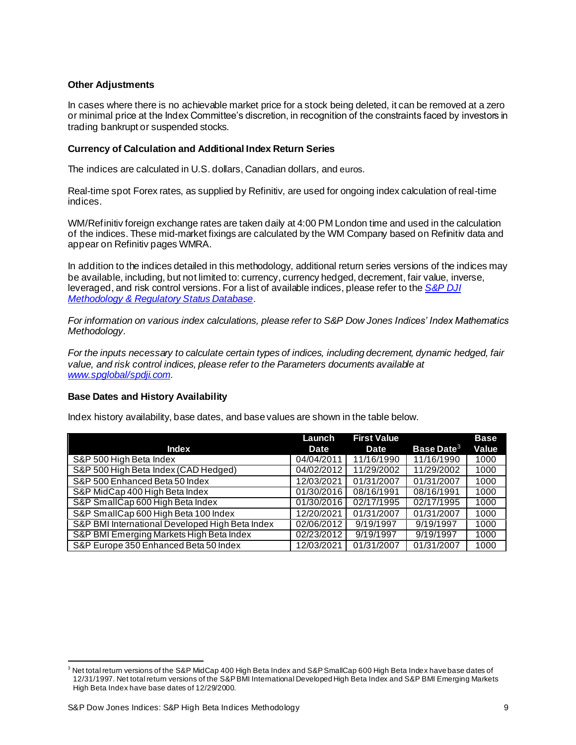### Other Adjustments

In cases where there is no achievable market price for a stock being deleted, it can be removed at a zero or minimal price at the Index Committee's discretion, in recognition of the constraints faced by investors in trading bankrupt or suspended stocks.

### Currency of Calculation and Additional Index Return Series

The indices are calculated in U.S. dollars, Canadian dollars, and euros.

Real-time spot Forex rates, as supplied by Refinitiv, are used for ongoing index calculation of real-time indices.

WM/Refinitiv foreign exchange rates are taken daily at 4:00 PM London time and used in the calculation of the indices. These mid-market fixings are calculated by the WM Company based on Refinitiv data and appear on Refinitiv pages WMRA.

In addition to the indices detailed in this methodology, additional return series versions of the indices may be available, including, but not limited to: currency, currency hedged, decrement, fair value, inverse, leveraged, and risk control versions. For a list of available indices, please refer to the [S&P DJI Methodology & Regulatory Status Database](#).

*For information on various index calculations, please refer to S&P Dow Jones Indices' Index Mathematics Methodology.*

*For the inputs necessary to calculate certain types of indices, including decrement, dynamic hedged, fair value, and risk control indices, please refer to the Parameters documents available at [www.spglobal/spdji.com](#).*

### Base Dates and History Availability

Index history availability, base dates, and base values are shown in the table below.

| Index | Launch Date | First Value Date | Base Date[3] | Base Value |
|---|---|---|---|---|
| S&P 500 High Beta Index | 04/04/2011 | 11/16/1990 | 11/16/1990 | 1000 |
| S&P 500 High Beta Index (CAD Hedged) | 04/02/2012 | 11/29/2002 | 11/29/2002 | 1000 |
| S&P 500 Enhanced Beta 50 Index | 12/03/2021 | 01/31/2007 | 01/31/2007 | 1000 |
| S&P MidCap 400 High Beta Index | 01/30/2016 | 08/16/1991 | 08/16/1991 | 1000 |
| S&P SmallCap 600 High Beta Index | 01/30/2016 | 02/17/1995 | 02/17/1995 | 1000 |
| S&P SmallCap 600 High Beta 100 Index | 12/20/2021 | 01/31/2007 | 01/31/2007 | 1000 |
| S&P BMI International Developed High Beta Index | 02/06/2012 | 9/19/1997 | 9/19/1997 | 1000 |
| S&P BMI Emerging Markets High Beta Index | 02/23/2012 | 9/19/1997 | 9/19/1997 | 1000 |
| S&P Europe 350 Enhanced Beta 50 Index | 12/03/2021 | 01/31/2007 | 01/31/2007 | 1000 |

[3] Net total return versions of the S&P MidCap 400 High Beta Index and S&P SmallCap 600 High Beta Index have base dates of 12/31/1997. Net total return versions of the S&P BMI International Developed High Beta Index and S&P BMI Emerging Markets High Beta Index have base dates of 12/29/2000.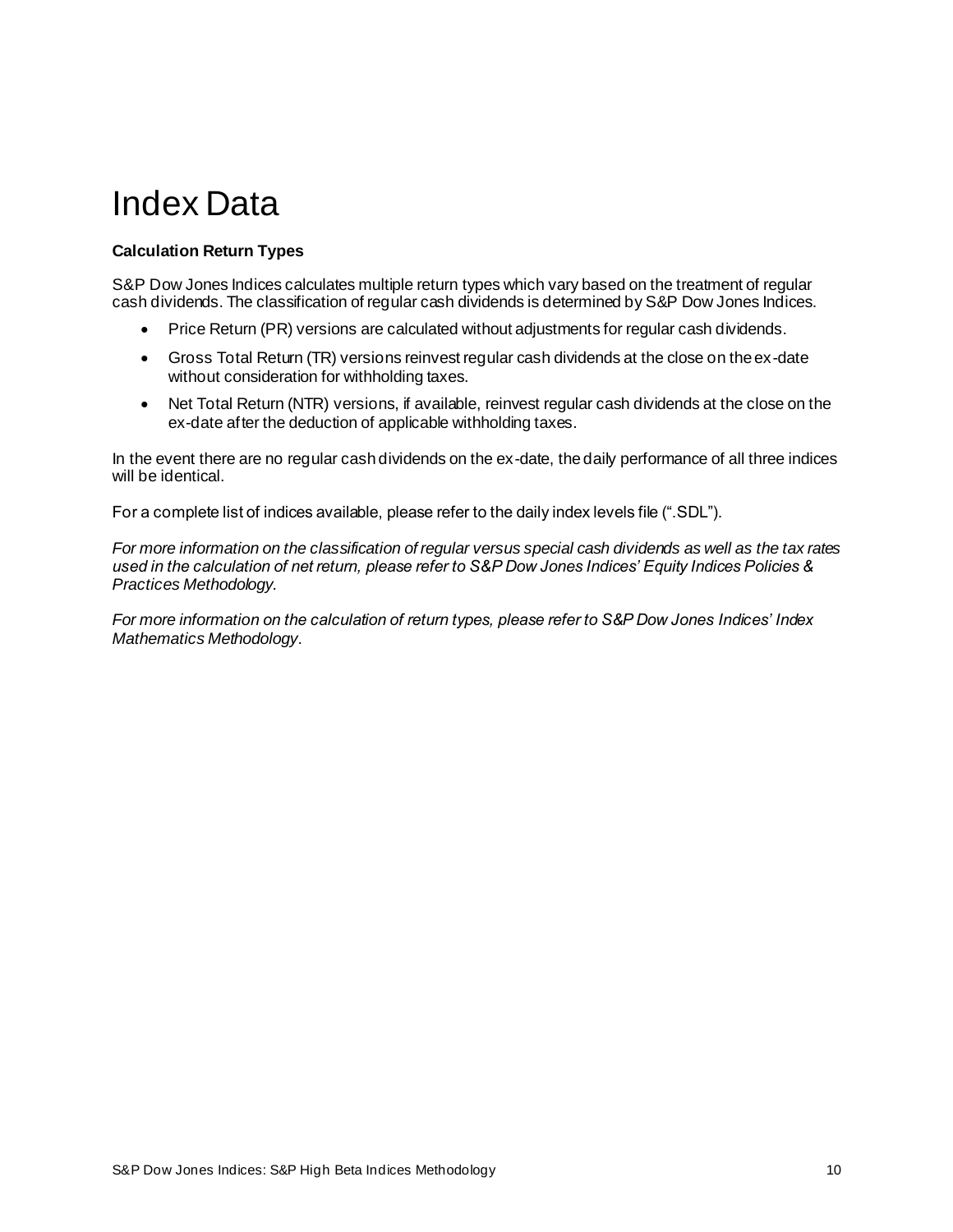# Index Data

**Calculation Return Types**

S&P Dow Jones Indices calculates multiple return types which vary based on the treatment of regular cash dividends. The classification of regular cash dividends is determined by S&P Dow Jones Indices.

- Price Return (PR) versions are calculated without adjustments for regular cash dividends.
- Gross Total Return (TR) versions reinvest regular cash dividends at the close on the ex-date without consideration for withholding taxes.
- Net Total Return (NTR) versions, if available, reinvest regular cash dividends at the close on the ex-date after the deduction of applicable withholding taxes.

In the event there are no regular cash dividends on the ex-date, the daily performance of all three indices will be identical.

For a complete list of indices available, please refer to the daily index levels file (".SDL").

*For more information on the classification of regular versus special cash dividends as well as the tax rates used in the calculation of net return, please refer to S&P Dow Jones Indices' Equity Indices Policies & Practices Methodology.*

*For more information on the calculation of return types, please refer to S&P Dow Jones Indices' Index Mathematics Methodology.*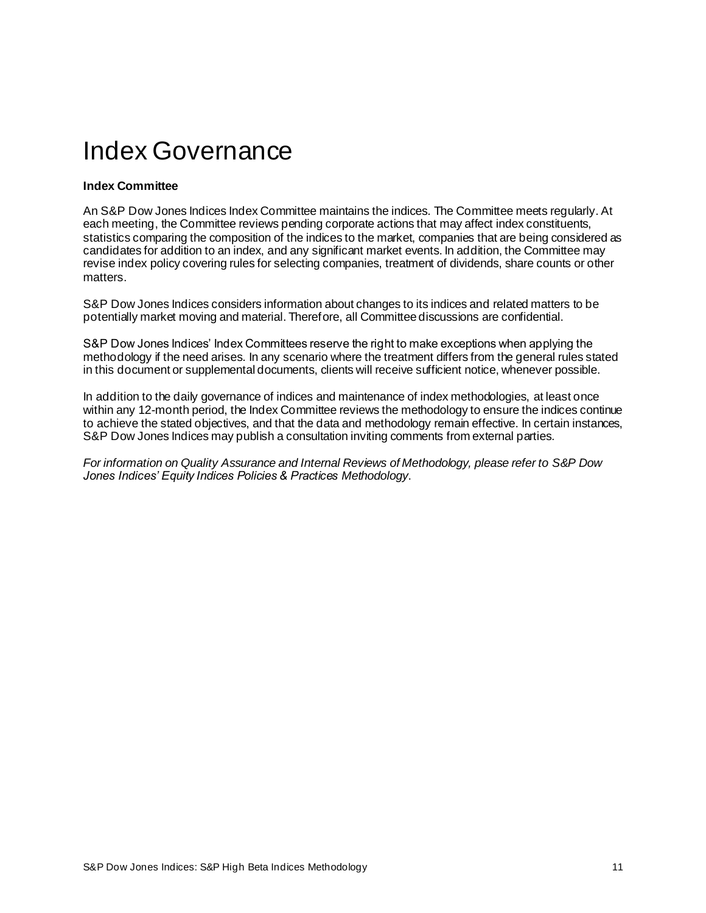# Index Governance

**Index Committee**

An S&P Dow Jones Indices Index Committee maintains the indices. The Committee meets regularly. At each meeting, the Committee reviews pending corporate actions that may affect index constituents, statistics comparing the composition of the indices to the market, companies that are being considered as candidates for addition to an index, and any significant market events. In addition, the Committee may revise index policy covering rules for selecting companies, treatment of dividends, share counts or other matters.

S&P Dow Jones Indices considers information about changes to its indices and related matters to be potentially market moving and material. Therefore, all Committee discussions are confidential.

S&P Dow Jones Indices' Index Committees reserve the right to make exceptions when applying the methodology if the need arises. In any scenario where the treatment differs from the general rules stated in this document or supplemental documents, clients will receive sufficient notice, whenever possible.

In addition to the daily governance of indices and maintenance of index methodologies, at least once within any 12-month period, the Index Committee reviews the methodology to ensure the indices continue to achieve the stated objectives, and that the data and methodology remain effective. In certain instances, S&P Dow Jones Indices may publish a consultation inviting comments from external parties.

*For information on Quality Assurance and Internal Reviews of Methodology, please refer to S&P Dow Jones Indices' Equity Indices Policies & Practices Methodology*.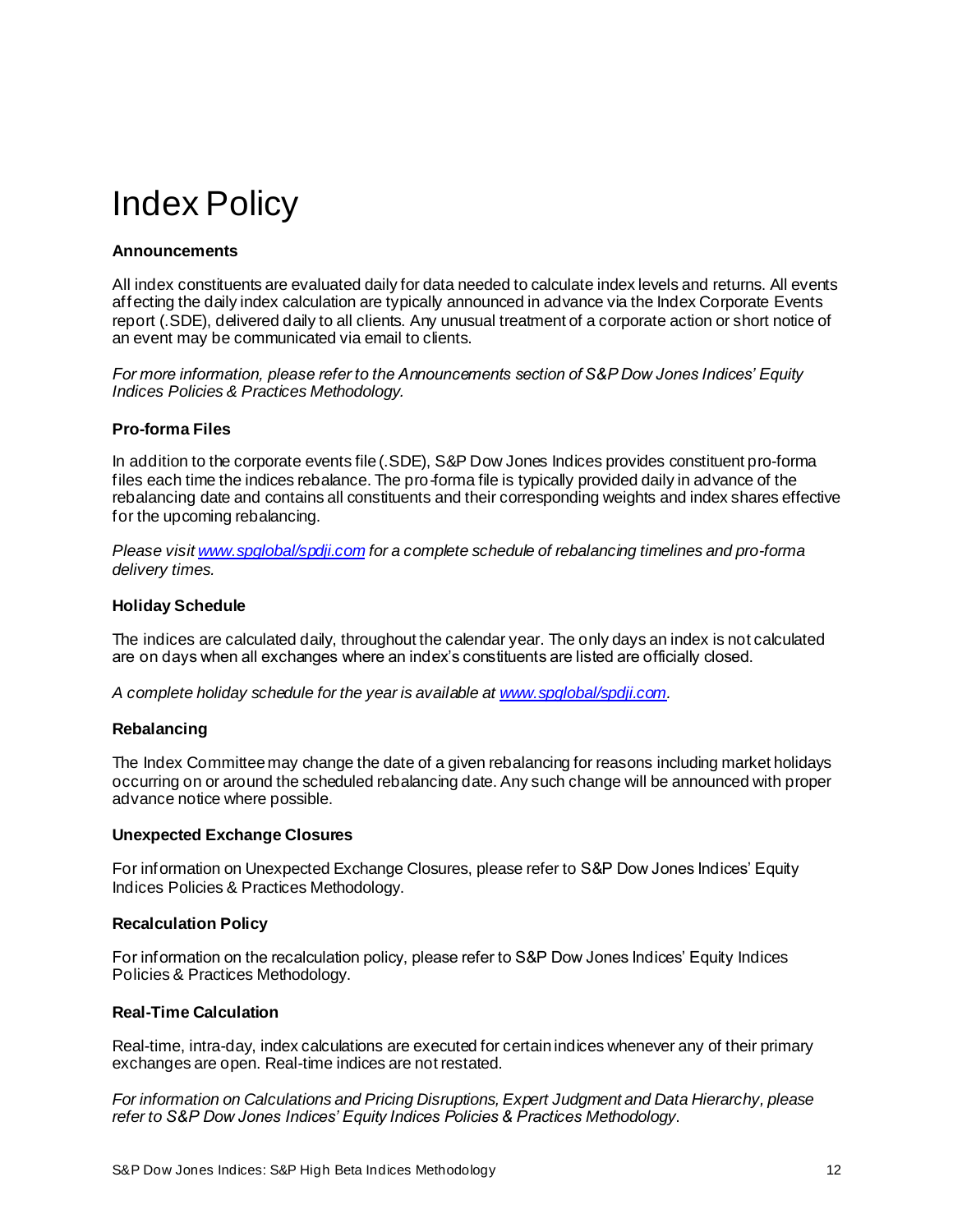# Index Policy

**Announcements**

All index constituents are evaluated daily for data needed to calculate index levels and returns. All events affecting the daily index calculation are typically announced in advance via the Index Corporate Events report (.SDE), delivered daily to all clients. Any unusual treatment of a corporate action or short notice of an event may be communicated via email to clients.

*For more information, please refer to the Announcements section of S&P Dow Jones Indices' Equity Indices Policies & Practices Methodology.*

**Pro-forma Files**

In addition to the corporate events file (.SDE), S&P Dow Jones Indices provides constituent pro-forma files each time the indices rebalance. The pro-forma file is typically provided daily in advance of the rebalancing date and contains all constituents and their corresponding weights and index shares effective for the upcoming rebalancing.

*Please visit [www.spglobal/spdji.com](www.spglobal/spdji.com) for a complete schedule of rebalancing timelines and pro-forma delivery times.*

**Holiday Schedule**

The indices are calculated daily, throughout the calendar year. The only days an index is not calculated are on days when all exchanges where an index's constituents are listed are officially closed.

*A complete holiday schedule for the year is available at [www.spglobal/spdji.com](www.spglobal/spdji.com).*

**Rebalancing**

The Index Committee may change the date of a given rebalancing for reasons including market holidays occurring on or around the scheduled rebalancing date. Any such change will be announced with proper advance notice where possible.

**Unexpected Exchange Closures**

For information on Unexpected Exchange Closures, please refer to S&P Dow Jones Indices' Equity Indices Policies & Practices Methodology.

**Recalculation Policy**

For information on the recalculation policy, please refer to S&P Dow Jones Indices' Equity Indices Policies & Practices Methodology.

**Real-Time Calculation**

Real-time, intra-day, index calculations are executed for certain indices whenever any of their primary exchanges are open. Real-time indices are not restated.

*For information on Calculations and Pricing Disruptions, Expert Judgment and Data Hierarchy, please refer to S&P Dow Jones Indices' Equity Indices Policies & Practices Methodology.*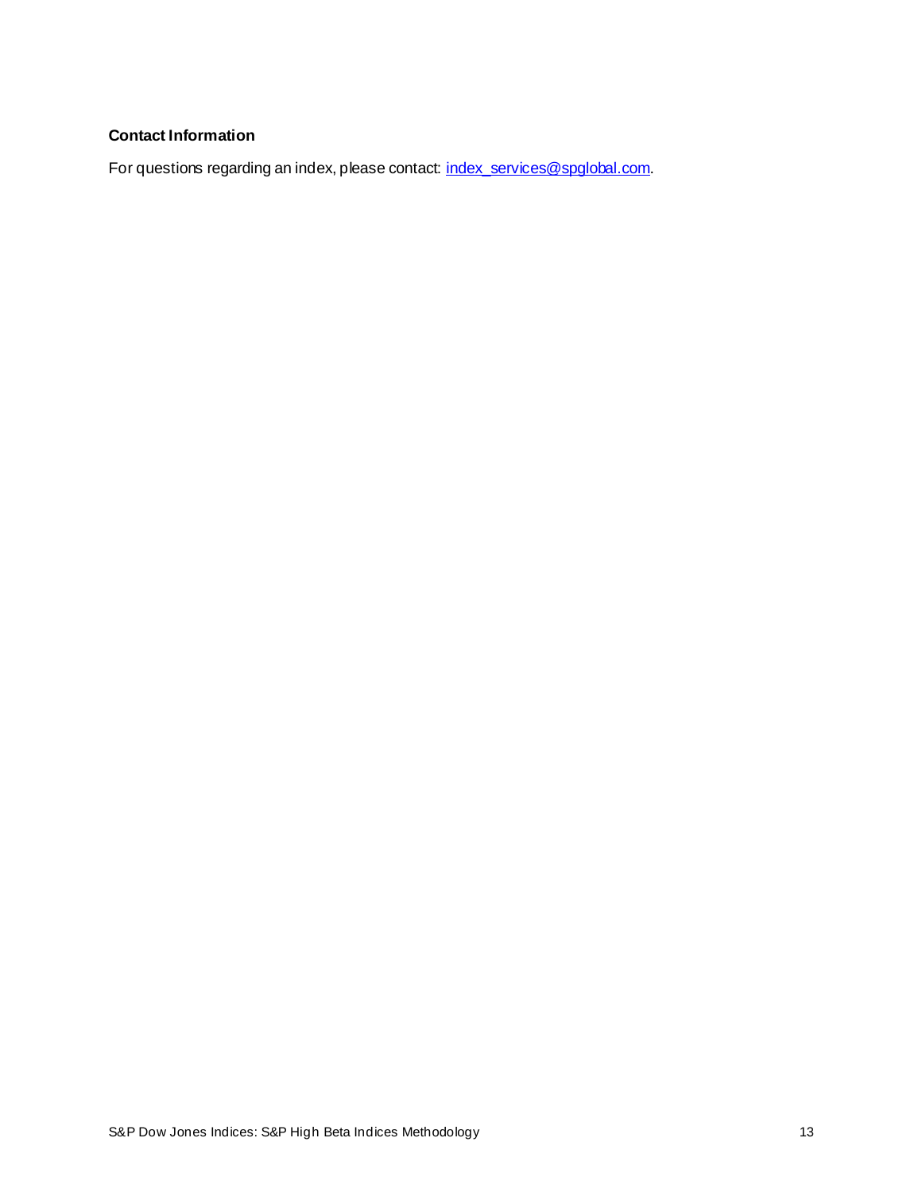### Contact Information

For questions regarding an index, please contact: index_services@spglobal.com.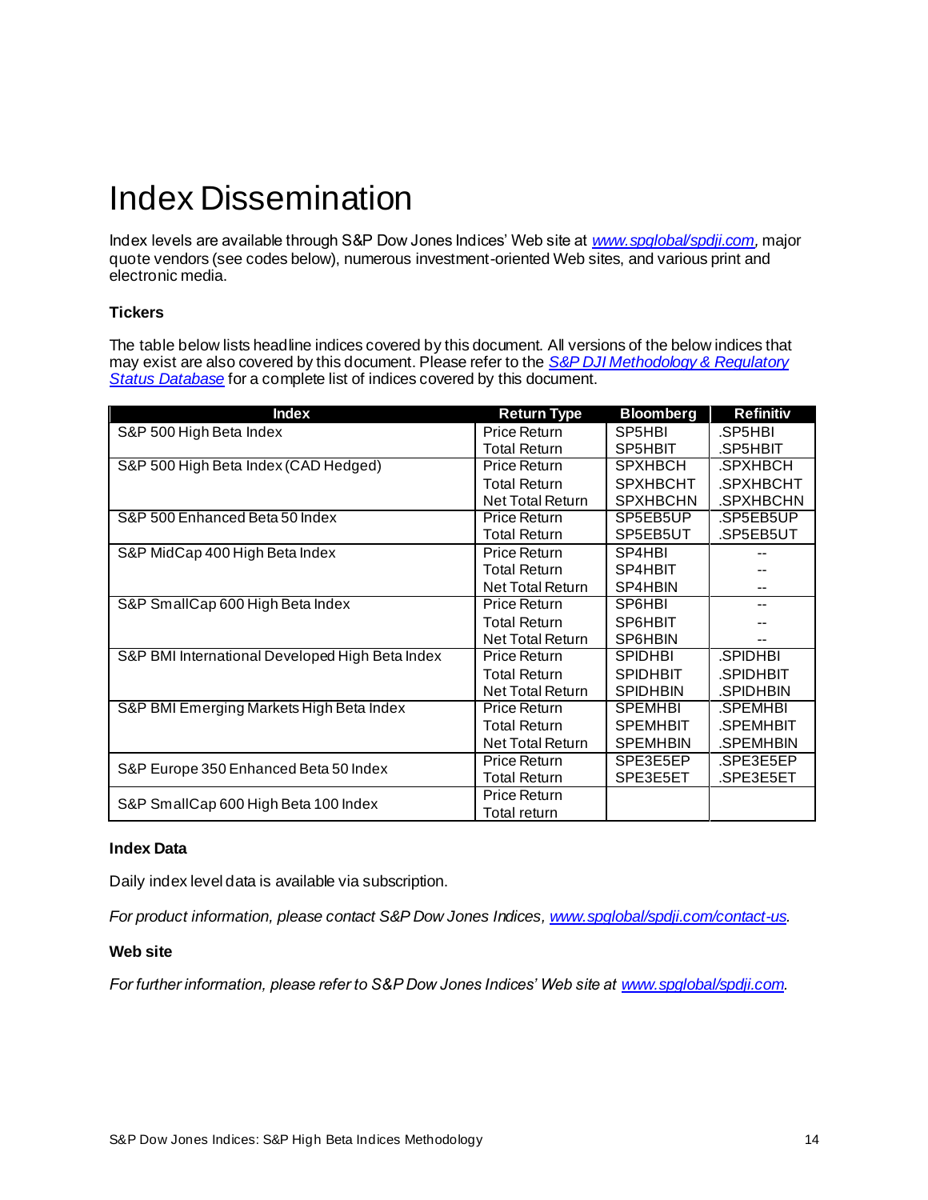# Index Dissemination

Index levels are available through S&P Dow Jones Indices' Web site at *[www.spglobal/spdji.com](www.spglobal/spdji.com)*, major quote vendors (see codes below), numerous investment-oriented Web sites, and various print and electronic media.

### Tickers

The table below lists headline indices covered by this document. All versions of the below indices that may exist are also covered by this document. Please refer to the *S&P DJI Methodology & Regulatory Status Database* for a complete list of indices covered by this document.

| Index | Return Type | Bloomberg | Refinitiv |
|---|---|---|---|
| S&P 500 High Beta Index | Price Return | SP5HBI | .SP5HBI |
| | Total Return | SP5HBIT | .SP5HBIT |
| S&P 500 High Beta Index (CAD Hedged) | Price Return | SPXHBCH | .SPXHBCH |
| | Total Return | SPXHBCHT | .SPXHBCHT |
| | Net Total Return | SPXHBCHN | .SPXHBCHN |
| S&P 500 Enhanced Beta 50 Index | Price Return | SP5EB5UP | .SP5EB5UP |
| | Total Return | SP5EB5UT | .SP5EB5UT |
| S&P MidCap 400 High Beta Index | Price Return | SP4HBI | -- |
| | Total Return | SP4HBIT | -- |
| | Net Total Return | SP4HBIN | -- |
| S&P SmallCap 600 High Beta Index | Price Return | SP6HBI | -- |
| | Total Return | SP6HBIT | -- |
| | Net Total Return | SP6HBIN | -- |
| S&P BMI International Developed High Beta Index | Price Return | SPIDHBI | .SPIDHBI |
| | Total Return | SPIDHBIT | .SPIDHBIT |
| | Net Total Return | SPIDHBIN | .SPIDHBIN |
| S&P BMI Emerging Markets High Beta Index | Price Return | SPEMHBI | .SPEMHBI |
| | Total Return | SPEMHBIT | .SPEMHBIT |
| | Net Total Return | SPEMHBIN | .SPEMHBIN |
| S&P Europe 350 Enhanced Beta 50 Index | Price Return | SPE3E5EP | .SPE3E5EP |
| | Total Return | SPE3E5ET | .SPE3E5ET |
| S&P SmallCap 600 High Beta 100 Index | Price Return | | |
| | Total return | | |

### Index Data

Daily index level data is available via subscription.

*For product information, please contact S&P Dow Jones Indices, [www.spglobal/spdji.com/contact-us](www.spglobal/spdji.com/contact-us).*

### Web site

*For further information, please refer to S&P Dow Jones Indices' Web site at [www.spglobal/spdji.com](www.spglobal/spdji.com).*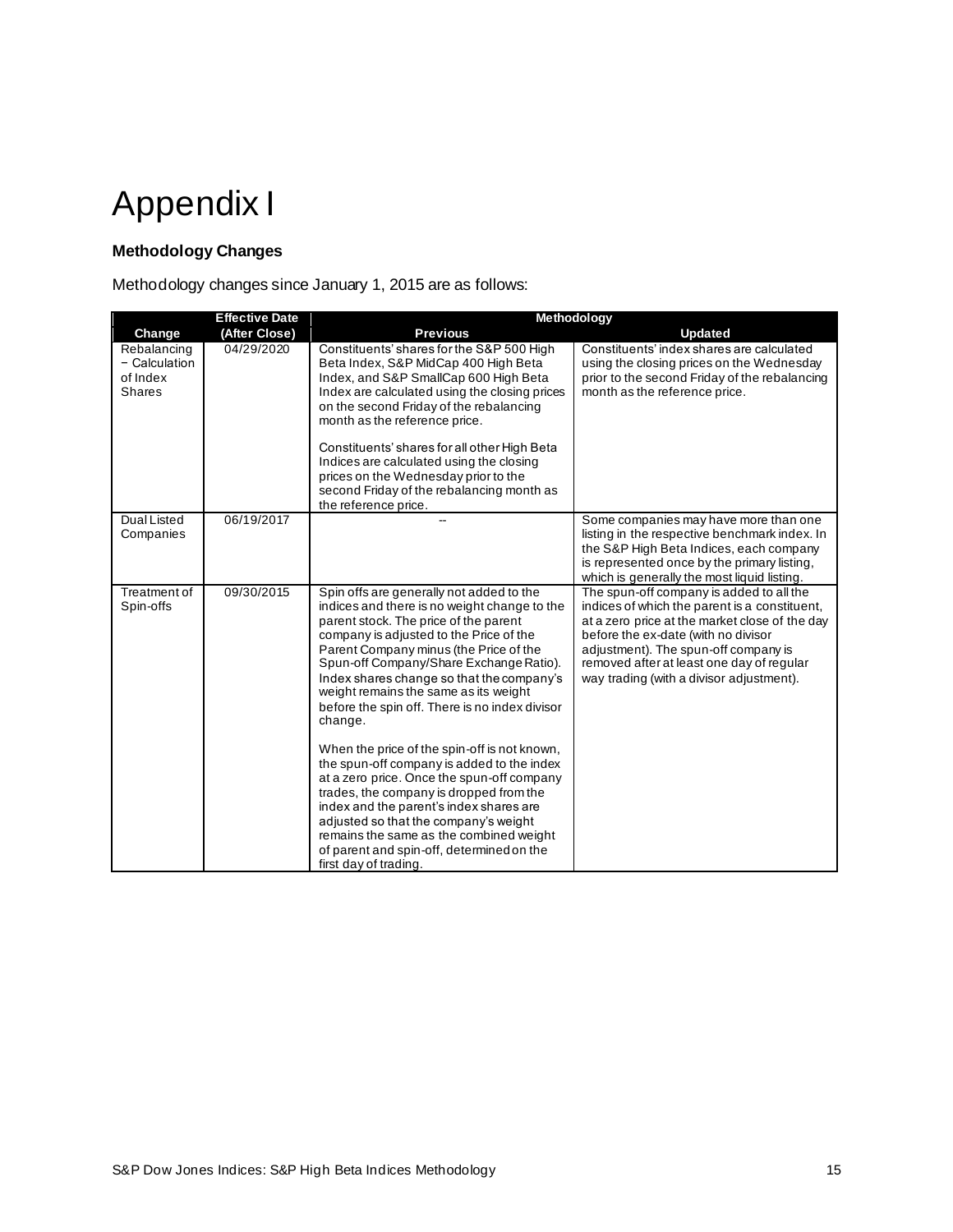# Appendix I

### Methodology Changes

Methodology changes since January 1, 2015 are as follows:

| Change | Effective Date (After Close) | Methodology | |
|---|---|---|---|
| | | **Previous** | **Updated** |
| Rebalancing − Calculation of Index Shares | 04/29/2020 | Constituents' shares for the S&P 500 High Beta Index, S&P MidCap 400 High Beta Index, and S&P SmallCap 600 High Beta Index are calculated using the closing prices on the second Friday of the rebalancing month as the reference price.<br><br>Constituents' shares for all other High Beta Indices are calculated using the closing prices on the Wednesday prior to the second Friday of the rebalancing month as the reference price. | Constituents' index shares are calculated using the closing prices on the Wednesday prior to the second Friday of the rebalancing month as the reference price. |
| Dual Listed Companies | 06/19/2017 | -- | Some companies may have more than one listing in the respective benchmark index. In the S&P High Beta Indices, each company is represented once by the primary listing, which is generally the most liquid listing. |
| Treatment of Spin-offs | 09/30/2015 | Spin offs are generally not added to the indices and there is no weight change to the parent stock. The price of the parent company is adjusted to the Price of the Parent Company minus (the Price of the Spun-off Company/Share Exchange Ratio). Index shares change so that the company's weight remains the same as its weight before the spin off. There is no index divisor change.<br><br>When the price of the spin-off is not known, the spun-off company is added to the index at a zero price. Once the spun-off company trades, the company is dropped from the index and the parent's index shares are adjusted so that the company's weight remains the same as the combined weight of parent and spin-off, determined on the first day of trading. | The spun-off company is added to all the indices of which the parent is a constituent, at a zero price at the market close of the day before the ex-date (with no divisor adjustment). The spun-off company is removed after at least one day of regular way trading (with a divisor adjustment). |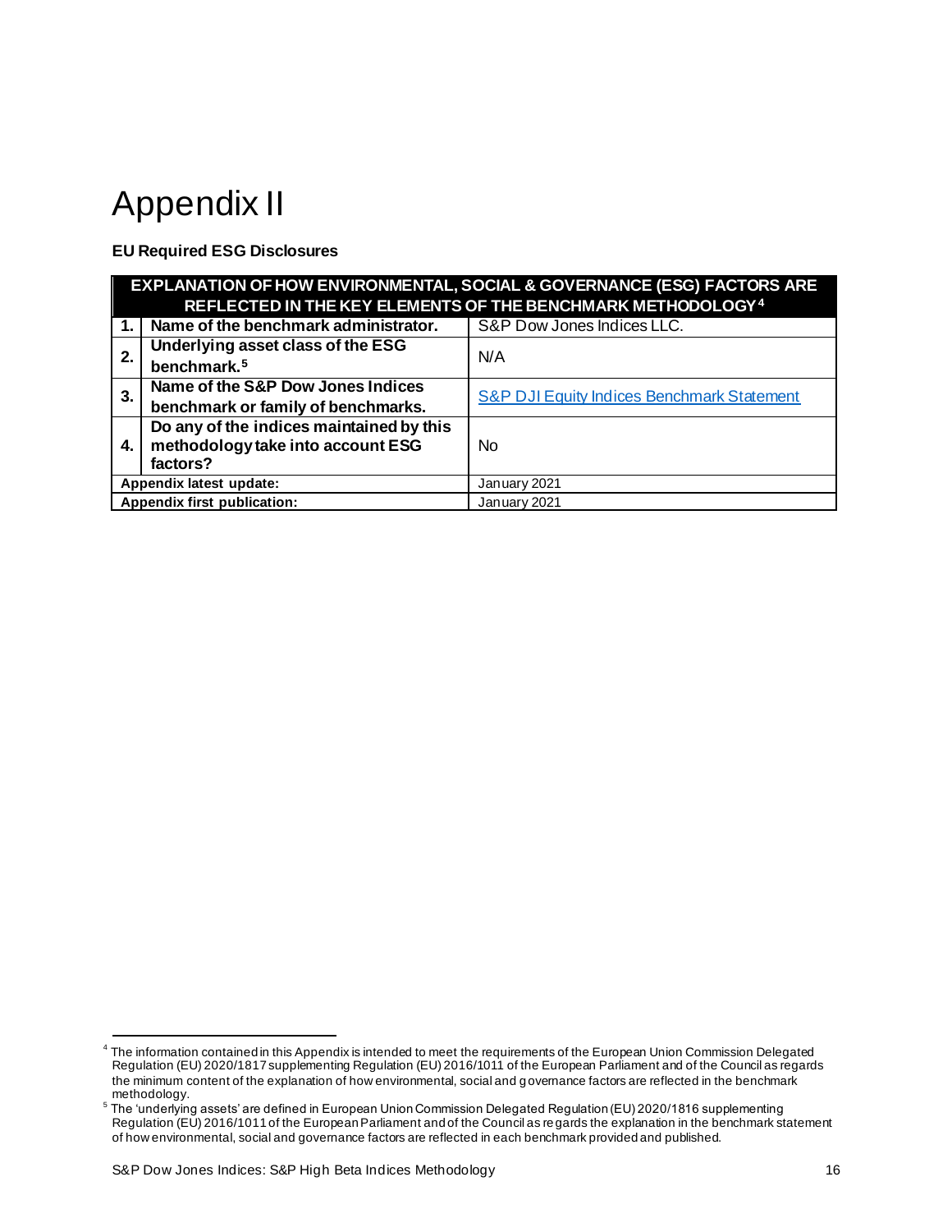# Appendix II

**EU Required ESG Disclosures**

| EXPLANATION OF HOW ENVIRONMENTAL, SOCIAL & GOVERNANCE (ESG) FACTORS ARE REFLECTED IN THE KEY ELEMENTS OF THE BENCHMARK METHODOLOGY [4] | | |
|---|---|---|
| **1.** | **Name of the benchmark administrator.** | S&P Dow Jones Indices LLC. |
| **2.** | **Underlying asset class of the ESG benchmark.** [5] | N/A |
| **3.** | **Name of the S&P Dow Jones Indices benchmark or family of benchmarks.** | S&P DJI Equity Indices Benchmark Statement |
| **4.** | **Do any of the indices maintained by this methodology take into account ESG factors?** | No |
| **Appendix latest update:** | | January 2021 |
| **Appendix first publication:** | | January 2021 |

[4] The information contained in this Appendix is intended to meet the requirements of the European Union Commission Delegated Regulation (EU) 2020/1817 supplementing Regulation (EU) 2016/1011 of the European Parliament and of the Council as regards the minimum content of the explanation of how environmental, social and governance factors are reflected in the benchmark methodology.

[5] The 'underlying assets' are defined in European Union Commission Delegated Regulation (EU) 2020/1816 supplementing Regulation (EU) 2016/1011 of the European Parliament and of the Council as regards the explanation in the benchmark statement of how environmental, social and governance factors are reflected in each benchmark provided and published.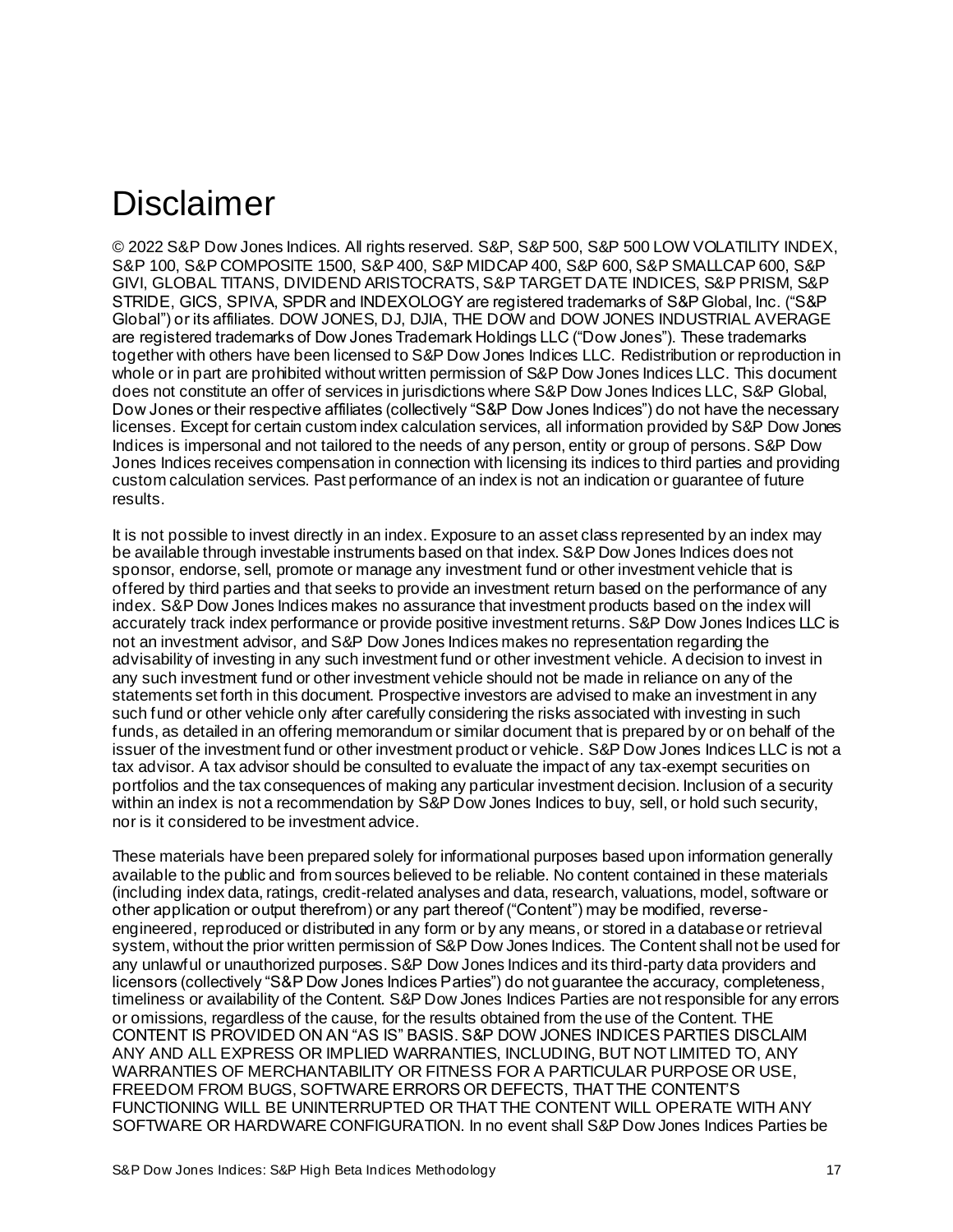# Disclaimer

© 2022 S&P Dow Jones Indices. All rights reserved. S&P, S&P 500, S&P 500 LOW VOLATILITY INDEX, S&P 100, S&P COMPOSITE 1500, S&P 400, S&P MIDCAP 400, S&P 600, S&P SMALLCAP 600, S&P GIVI, GLOBAL TITANS, DIVIDEND ARISTOCRATS, S&P TARGET DATE INDICES, S&P PRISM, S&P STRIDE, GICS, SPIVA, SPDR and INDEXOLOGY are registered trademarks of S&P Global, Inc. ("S&P Global") or its affiliates. DOW JONES, DJ, DJIA, THE DOW and DOW JONES INDUSTRIAL AVERAGE are registered trademarks of Dow Jones Trademark Holdings LLC ("Dow Jones"). These trademarks together with others have been licensed to S&P Dow Jones Indices LLC. Redistribution or reproduction in whole or in part are prohibited without written permission of S&P Dow Jones Indices LLC. This document does not constitute an offer of services in jurisdictions where S&P Dow Jones Indices LLC, S&P Global, Dow Jones or their respective affiliates (collectively "S&P Dow Jones Indices") do not have the necessary licenses. Except for certain custom index calculation services, all information provided by S&P Dow Jones Indices is impersonal and not tailored to the needs of any person, entity or group of persons. S&P Dow Jones Indices receives compensation in connection with licensing its indices to third parties and providing custom calculation services. Past performance of an index is not an indication or guarantee of future results.

It is not possible to invest directly in an index. Exposure to an asset class represented by an index may be available through investable instruments based on that index. S&P Dow Jones Indices does not sponsor, endorse, sell, promote or manage any investment fund or other investment vehicle that is offered by third parties and that seeks to provide an investment return based on the performance of any index. S&P Dow Jones Indices makes no assurance that investment products based on the index will accurately track index performance or provide positive investment returns. S&P Dow Jones Indices LLC is not an investment advisor, and S&P Dow Jones Indices makes no representation regarding the advisability of investing in any such investment fund or other investment vehicle. A decision to invest in any such investment fund or other investment vehicle should not be made in reliance on any of the statements set forth in this document. Prospective investors are advised to make an investment in any such fund or other vehicle only after carefully considering the risks associated with investing in such funds, as detailed in an offering memorandum or similar document that is prepared by or on behalf of the issuer of the investment fund or other investment product or vehicle. S&P Dow Jones Indices LLC is not a tax advisor. A tax advisor should be consulted to evaluate the impact of any tax-exempt securities on portfolios and the tax consequences of making any particular investment decision. Inclusion of a security within an index is not a recommendation by S&P Dow Jones Indices to buy, sell, or hold such security, nor is it considered to be investment advice.

These materials have been prepared solely for informational purposes based upon information generally available to the public and from sources believed to be reliable. No content contained in these materials (including index data, ratings, credit-related analyses and data, research, valuations, model, software or other application or output therefrom) or any part thereof ("Content") may be modified, reverse-engineered, reproduced or distributed in any form or by any means, or stored in a database or retrieval system, without the prior written permission of S&P Dow Jones Indices. The Content shall not be used for any unlawful or unauthorized purposes. S&P Dow Jones Indices and its third-party data providers and licensors (collectively "S&P Dow Jones Indices Parties") do not guarantee the accuracy, completeness, timeliness or availability of the Content. S&P Dow Jones Indices Parties are not responsible for any errors or omissions, regardless of the cause, for the results obtained from the use of the Content. THE CONTENT IS PROVIDED ON AN "AS IS" BASIS. S&P DOW JONES INDICES PARTIES DISCLAIM ANY AND ALL EXPRESS OR IMPLIED WARRANTIES, INCLUDING, BUT NOT LIMITED TO, ANY WARRANTIES OF MERCHANTABILITY OR FITNESS FOR A PARTICULAR PURPOSE OR USE, FREEDOM FROM BUGS, SOFTWARE ERRORS OR DEFECTS, THAT THE CONTENT'S FUNCTIONING WILL BE UNINTERRUPTED OR THAT THE CONTENT WILL OPERATE WITH ANY SOFTWARE OR HARDWARE CONFIGURATION. In no event shall S&P Dow Jones Indices Parties be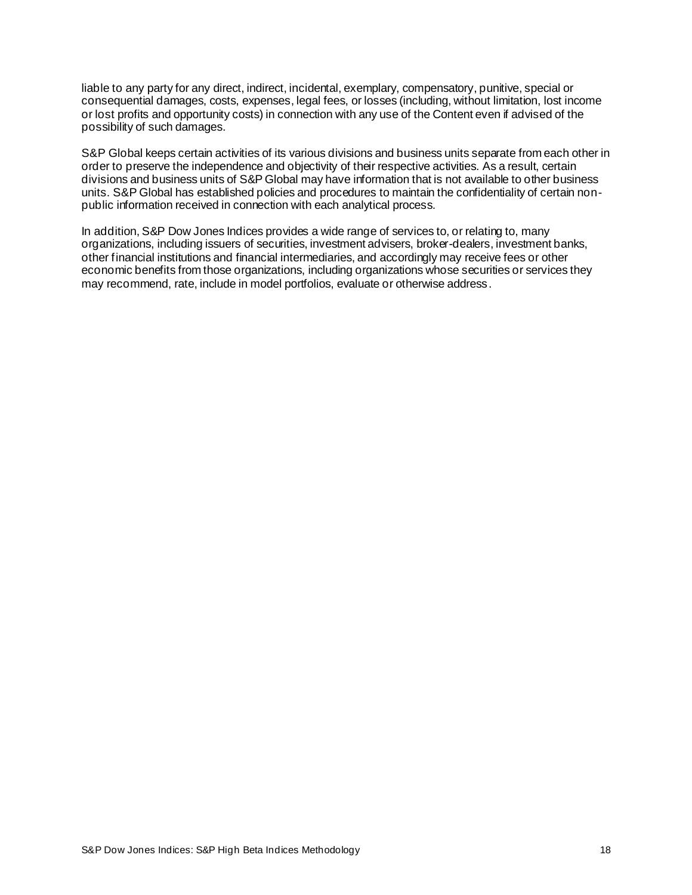liable to any party for any direct, indirect, incidental, exemplary, compensatory, punitive, special or consequential damages, costs, expenses, legal fees, or losses (including, without limitation, lost income or lost profits and opportunity costs) in connection with any use of the Content even if advised of the possibility of such damages.

S&P Global keeps certain activities of its various divisions and business units separate from each other in order to preserve the independence and objectivity of their respective activities. As a result, certain divisions and business units of S&P Global may have information that is not available to other business units. S&P Global has established policies and procedures to maintain the confidentiality of certain non-public information received in connection with each analytical process.

In addition, S&P Dow Jones Indices provides a wide range of services to, or relating to, many organizations, including issuers of securities, investment advisers, broker-dealers, investment banks, other financial institutions and financial intermediaries, and accordingly may receive fees or other economic benefits from those organizations, including organizations whose securities or services they may recommend, rate, include in model portfolios, evaluate or otherwise address.